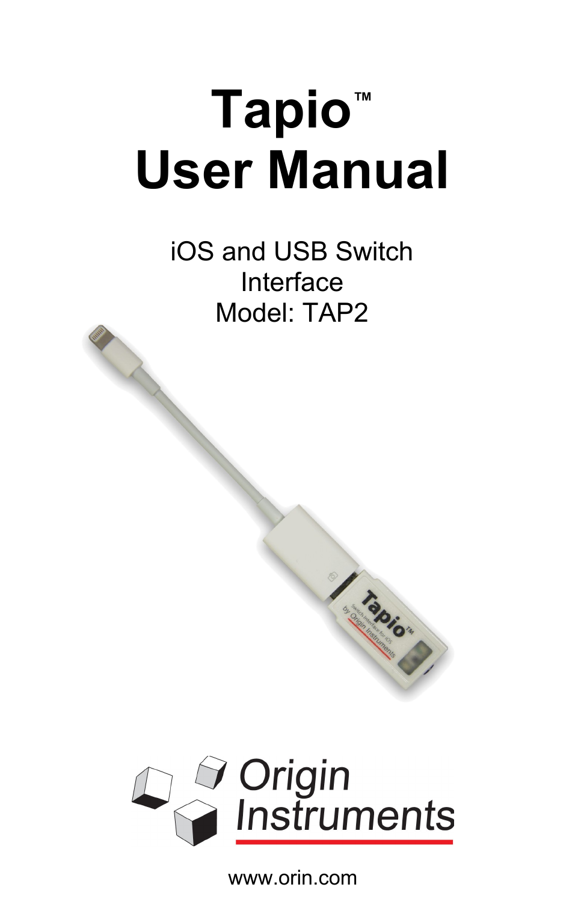# Tapio™
# User Manual

iOS and USB Switch Interface
Model: TAP2

Origin Instruments

www.orin.com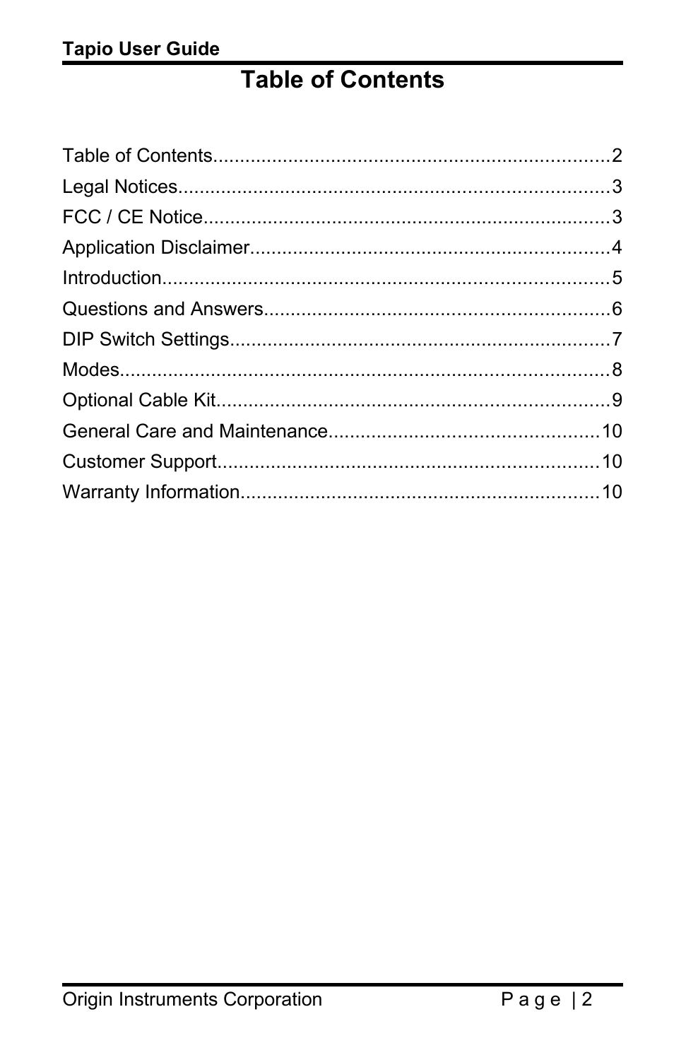# Table of Contents

Table of Contents........................................................................2
Legal Notices...............................................................................3
FCC / CE Notice..........................................................................3
Application Disclaimer.................................................................4
Introduction..................................................................................5
Questions and Answers...............................................................6
DIP Switch Settings.....................................................................7
Modes..........................................................................................8
Optional Cable Kit........................................................................9
General Care and Maintenance.................................................10
Customer Support......................................................................10
Warranty Information.................................................................10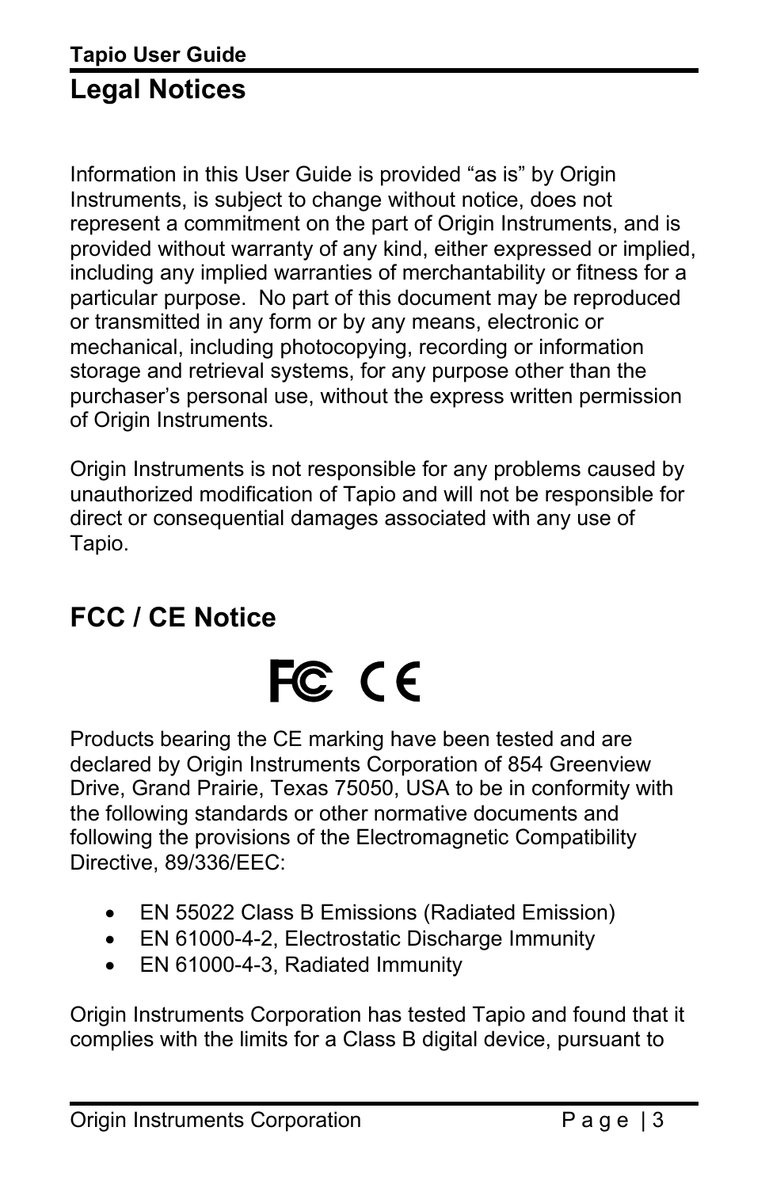## Legal Notices

Information in this User Guide is provided "as is" by Origin Instruments, is subject to change without notice, does not represent a commitment on the part of Origin Instruments, and is provided without warranty of any kind, either expressed or implied, including any implied warranties of merchantability or fitness for a particular purpose. No part of this document may be reproduced or transmitted in any form or by any means, electronic or mechanical, including photocopying, recording or information storage and retrieval systems, for any purpose other than the purchaser's personal use, without the express written permission of Origin Instruments.

Origin Instruments is not responsible for any problems caused by unauthorized modification of Tapio and will not be responsible for direct or consequential damages associated with any use of Tapio.

## FCC / CE Notice

Products bearing the CE marking have been tested and are declared by Origin Instruments Corporation of 854 Greenview Drive, Grand Prairie, Texas 75050, USA to be in conformity with the following standards or other normative documents and following the provisions of the Electromagnetic Compatibility Directive, 89/336/EEC:

- EN 55022 Class B Emissions (Radiated Emission)
- EN 61000-4-2, Electrostatic Discharge Immunity
- EN 61000-4-3, Radiated Immunity

Origin Instruments Corporation has tested Tapio and found that it complies with the limits for a Class B digital device, pursuant to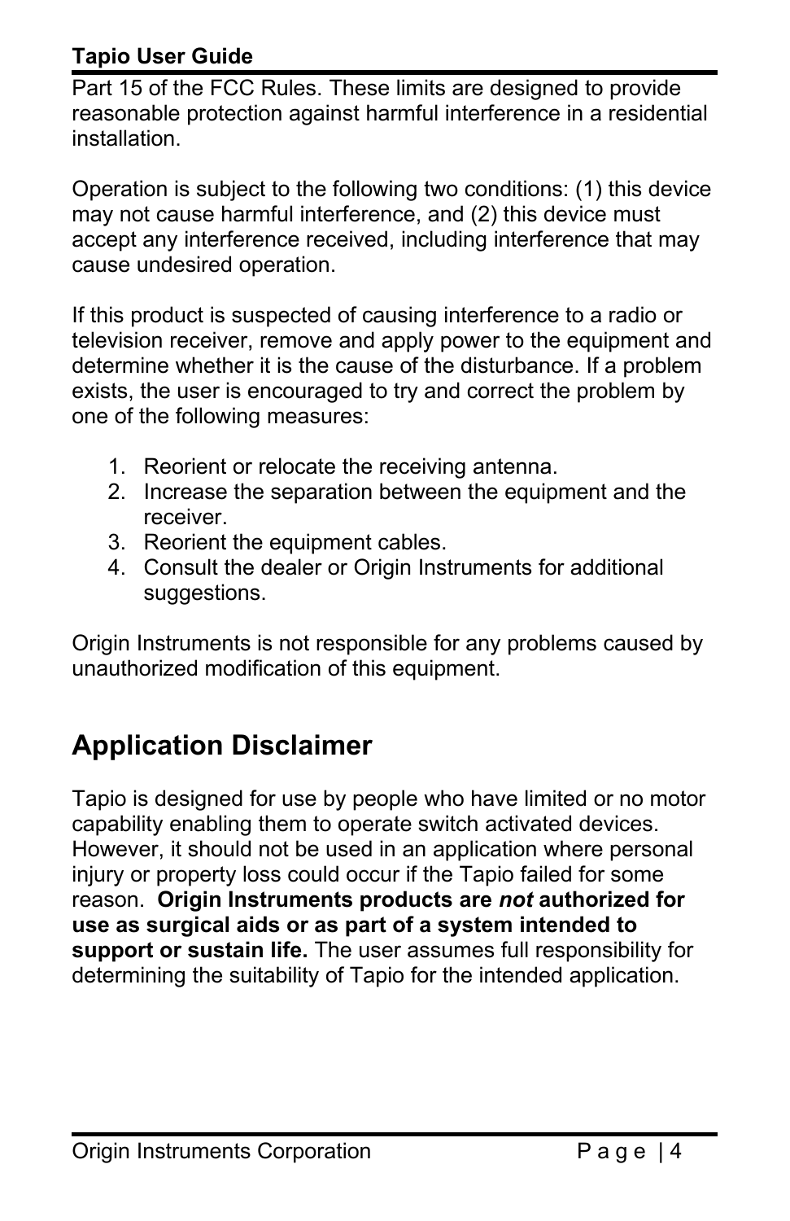Part 15 of the FCC Rules. These limits are designed to provide reasonable protection against harmful interference in a residential installation.

Operation is subject to the following two conditions: (1) this device may not cause harmful interference, and (2) this device must accept any interference received, including interference that may cause undesired operation.

If this product is suspected of causing interference to a radio or television receiver, remove and apply power to the equipment and determine whether it is the cause of the disturbance. If a problem exists, the user is encouraged to try and correct the problem by one of the following measures:

1. Reorient or relocate the receiving antenna.
2. Increase the separation between the equipment and the receiver.
3. Reorient the equipment cables.
4. Consult the dealer or Origin Instruments for additional suggestions.

Origin Instruments is not responsible for any problems caused by unauthorized modification of this equipment.

## Application Disclaimer

Tapio is designed for use by people who have limited or no motor capability enabling them to operate switch activated devices. However, it should not be used in an application where personal injury or property loss could occur if the Tapio failed for some reason. **Origin Instruments products are *not* authorized for use as surgical aids or as part of a system intended to support or sustain life.** The user assumes full responsibility for determining the suitability of Tapio for the intended application.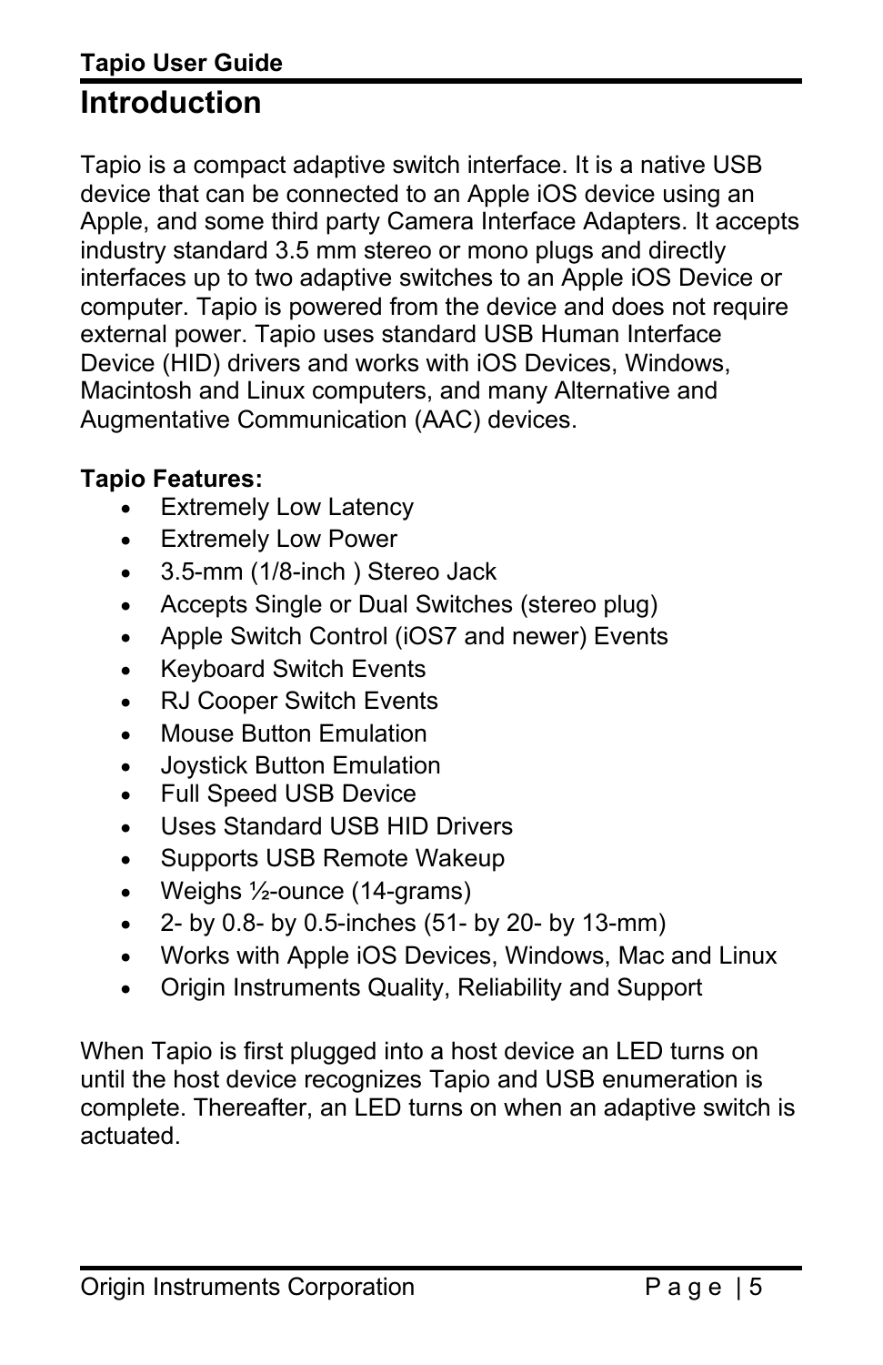# Introduction

Tapio is a compact adaptive switch interface. It is a native USB device that can be connected to an Apple iOS device using an Apple, and some third party Camera Interface Adapters. It accepts industry standard 3.5 mm stereo or mono plugs and directly interfaces up to two adaptive switches to an Apple iOS Device or computer. Tapio is powered from the device and does not require external power. Tapio uses standard USB Human Interface Device (HID) drivers and works with iOS Devices, Windows, Macintosh and Linux computers, and many Alternative and Augmentative Communication (AAC) devices.

**Tapio Features:**

- Extremely Low Latency
- Extremely Low Power
- 3.5-mm (1/8-inch ) Stereo Jack
- Accepts Single or Dual Switches (stereo plug)
- Apple Switch Control (iOS7 and newer) Events
- Keyboard Switch Events
- RJ Cooper Switch Events
- Mouse Button Emulation
- Joystick Button Emulation
- Full Speed USB Device
- Uses Standard USB HID Drivers
- Supports USB Remote Wakeup
- Weighs ½-ounce (14-grams)
- 2- by 0.8- by 0.5-inches (51- by 20- by 13-mm)
- Works with Apple iOS Devices, Windows, Mac and Linux
- Origin Instruments Quality, Reliability and Support

When Tapio is first plugged into a host device an LED turns on until the host device recognizes Tapio and USB enumeration is complete. Thereafter, an LED turns on when an adaptive switch is actuated.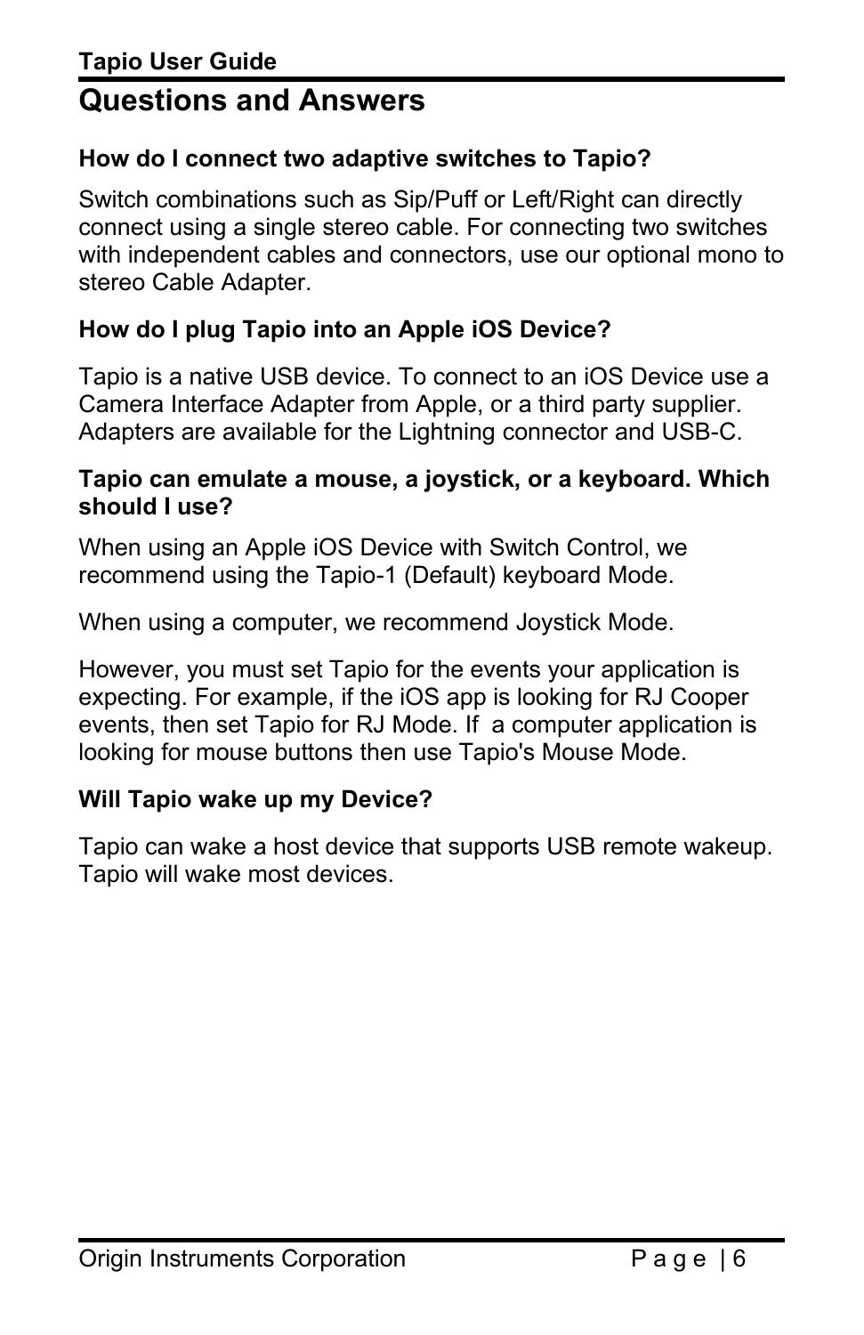## Questions and Answers

**How do I connect two adaptive switches to Tapio?**

Switch combinations such as Sip/Puff or Left/Right can directly connect using a single stereo cable. For connecting two switches with independent cables and connectors, use our optional mono to stereo Cable Adapter.

**How do I plug Tapio into an Apple iOS Device?**

Tapio is a native USB device. To connect to an iOS Device use a Camera Interface Adapter from Apple, or a third party supplier. Adapters are available for the Lightning connector and USB-C.

**Tapio can emulate a mouse, a joystick, or a keyboard. Which should I use?**

When using an Apple iOS Device with Switch Control, we recommend using the Tapio-1 (Default) keyboard Mode.

When using a computer, we recommend Joystick Mode.

However, you must set Tapio for the events your application is expecting. For example, if the iOS app is looking for RJ Cooper events, then set Tapio for RJ Mode. If a computer application is looking for mouse buttons then use Tapio's Mouse Mode.

**Will Tapio wake up my Device?**

Tapio can wake a host device that supports USB remote wakeup. Tapio will wake most devices.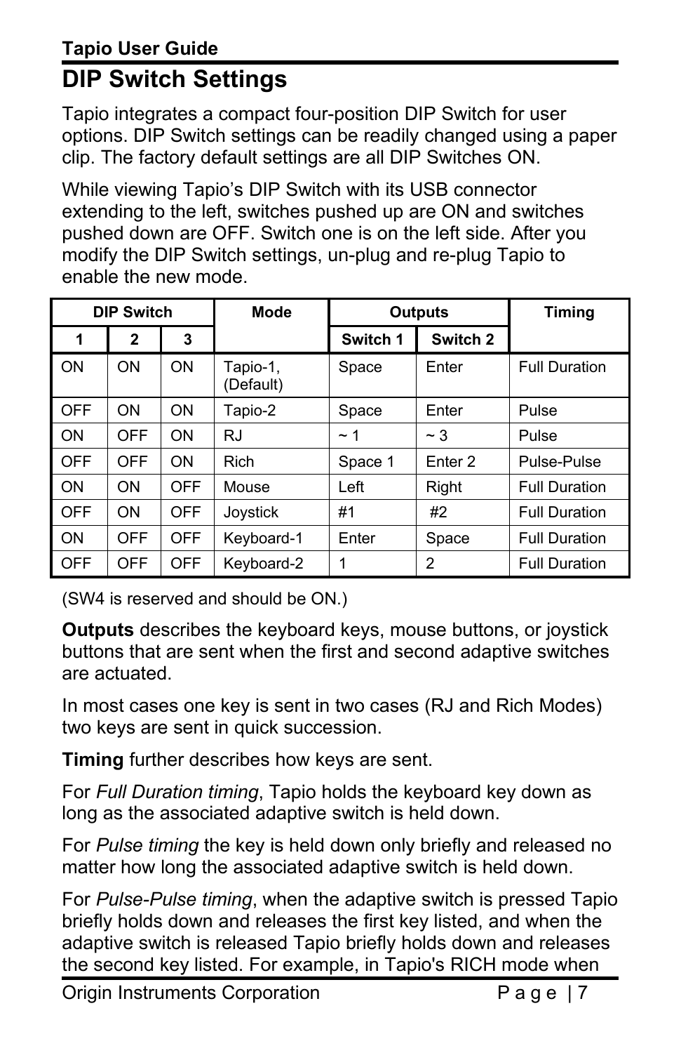# DIP Switch Settings

Tapio integrates a compact four-position DIP Switch for user options. DIP Switch settings can be readily changed using a paper clip. The factory default settings are all DIP Switches ON.

While viewing Tapio's DIP Switch with its USB connector extending to the left, switches pushed up are ON and switches pushed down are OFF. Switch one is on the left side. After you modify the DIP Switch settings, un-plug and re-plug Tapio to enable the new mode.

| DIP Switch | | | Mode | Outputs | | Timing |
|---|---|---|---|---|---|---|
| 1 | 2 | 3 | | Switch 1 | Switch 2 | |
| ON | ON | ON | Tapio-1, (Default) | Space | Enter | Full Duration |
| OFF | ON | ON | Tapio-2 | Space | Enter | Pulse |
| ON | OFF | ON | RJ | ~ 1 | ~ 3 | Pulse |
| OFF | OFF | ON | Rich | Space 1 | Enter 2 | Pulse-Pulse |
| ON | ON | OFF | Mouse | Left | Right | Full Duration |
| OFF | ON | OFF | Joystick | #1 | #2 | Full Duration |
| ON | OFF | OFF | Keyboard-1 | Enter | Space | Full Duration |
| OFF | OFF | OFF | Keyboard-2 | 1 | 2 | Full Duration |

(SW4 is reserved and should be ON.)

**Outputs** describes the keyboard keys, mouse buttons, or joystick buttons that are sent when the first and second adaptive switches are actuated.

In most cases one key is sent in two cases (RJ and Rich Modes) two keys are sent in quick succession.

**Timing** further describes how keys are sent.

For *Full Duration timing*, Tapio holds the keyboard key down as long as the associated adaptive switch is held down.

For *Pulse timing* the key is held down only briefly and released no matter how long the associated adaptive switch is held down.

For *Pulse-Pulse timing*, when the adaptive switch is pressed Tapio briefly holds down and releases the first key listed, and when the adaptive switch is released Tapio briefly holds down and releases the second key listed. For example, in Tapio's RICH mode when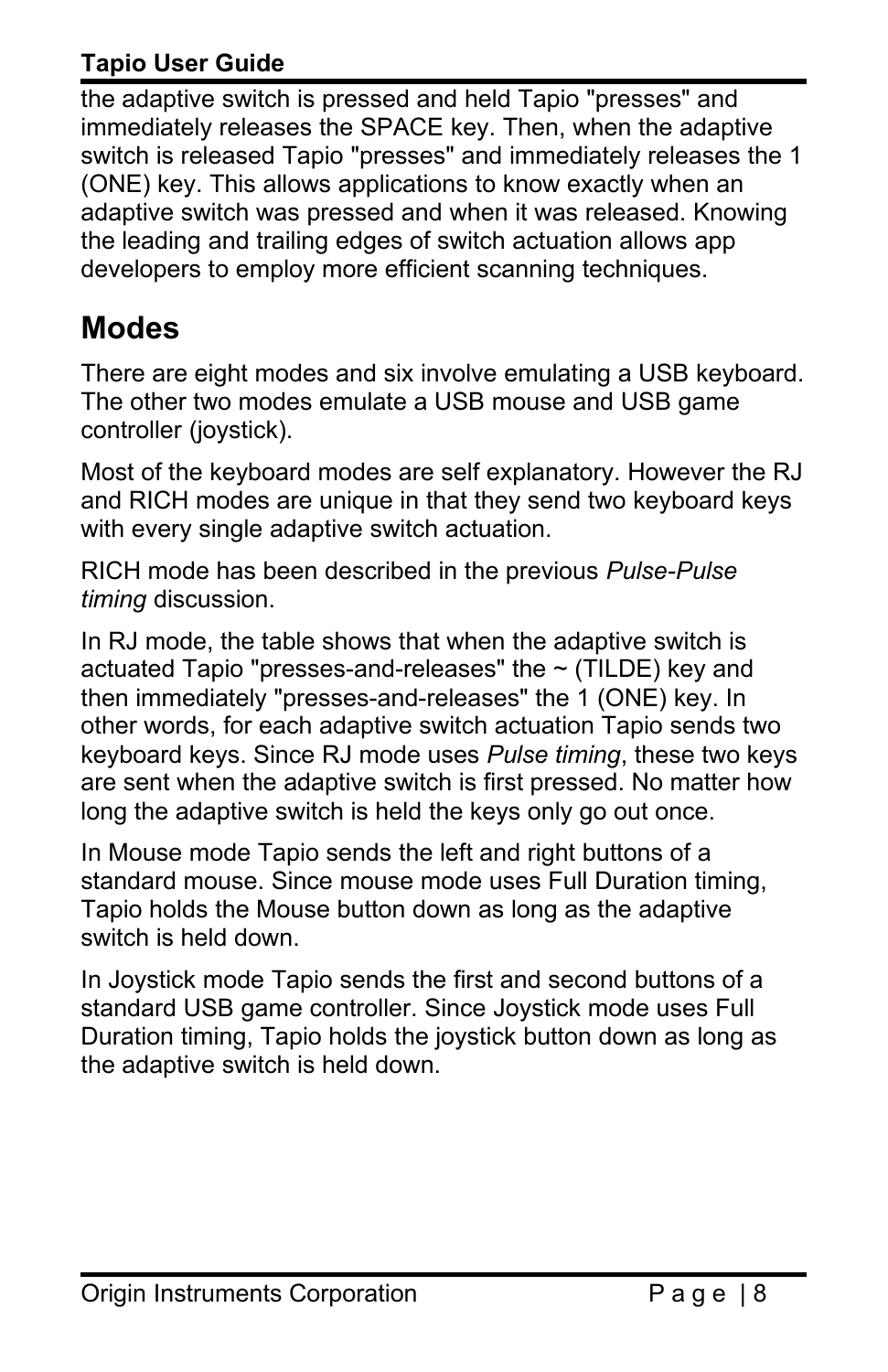the adaptive switch is pressed and held Tapio "presses" and immediately releases the SPACE key. Then, when the adaptive switch is released Tapio "presses" and immediately releases the 1 (ONE) key. This allows applications to know exactly when an adaptive switch was pressed and when it was released. Knowing the leading and trailing edges of switch actuation allows app developers to employ more efficient scanning techniques.

## Modes

There are eight modes and six involve emulating a USB keyboard. The other two modes emulate a USB mouse and USB game controller (joystick).

Most of the keyboard modes are self explanatory. However the RJ and RICH modes are unique in that they send two keyboard keys with every single adaptive switch actuation.

RICH mode has been described in the previous *Pulse-Pulse timing* discussion.

In RJ mode, the table shows that when the adaptive switch is actuated Tapio "presses-and-releases" the ~ (TILDE) key and then immediately "presses-and-releases" the 1 (ONE) key. In other words, for each adaptive switch actuation Tapio sends two keyboard keys. Since RJ mode uses *Pulse timing*, these two keys are sent when the adaptive switch is first pressed. No matter how long the adaptive switch is held the keys only go out once.

In Mouse mode Tapio sends the left and right buttons of a standard mouse. Since mouse mode uses Full Duration timing, Tapio holds the Mouse button down as long as the adaptive switch is held down.

In Joystick mode Tapio sends the first and second buttons of a standard USB game controller. Since Joystick mode uses Full Duration timing, Tapio holds the joystick button down as long as the adaptive switch is held down.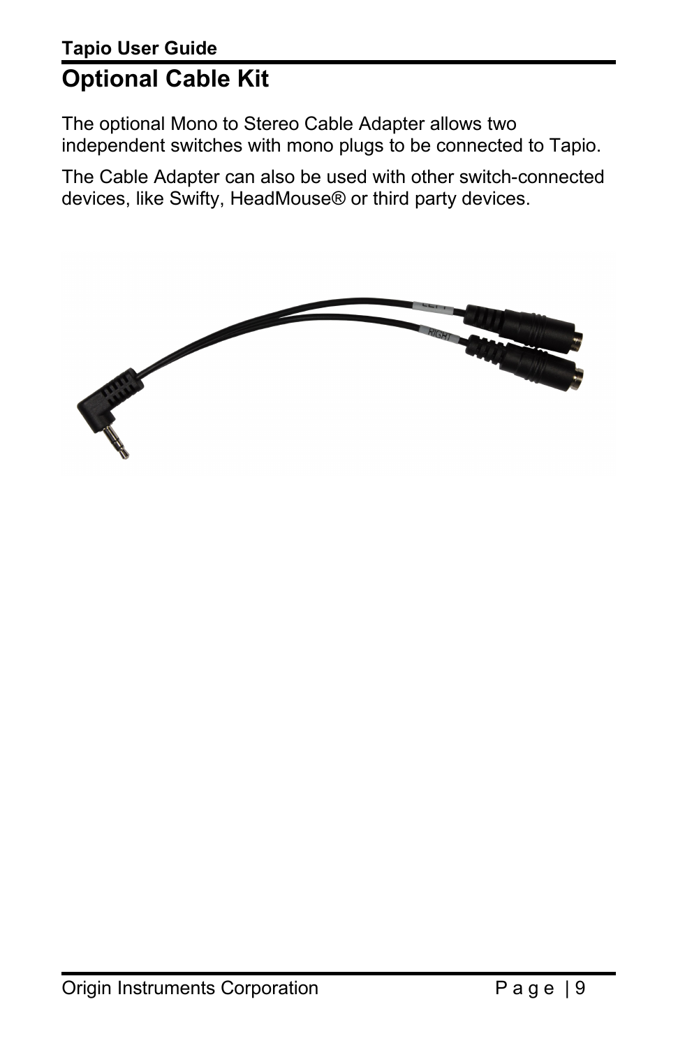# Optional Cable Kit

The optional Mono to Stereo Cable Adapter allows two independent switches with mono plugs to be connected to Tapio.

The Cable Adapter can also be used with other switch-connected devices, like Swifty, HeadMouse® or third party devices.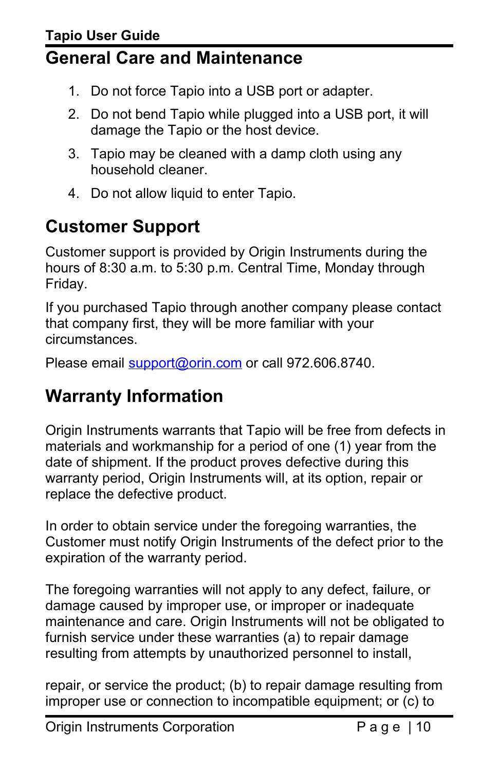## General Care and Maintenance

1. Do not force Tapio into a USB port or adapter.
2. Do not bend Tapio while plugged into a USB port, it will damage the Tapio or the host device.
3. Tapio may be cleaned with a damp cloth using any household cleaner.
4. Do not allow liquid to enter Tapio.

## Customer Support

Customer support is provided by Origin Instruments during the hours of 8:30 a.m. to 5:30 p.m. Central Time, Monday through Friday.

If you purchased Tapio through another company please contact that company first, they will be more familiar with your circumstances.

Please email [support@orin.com](mailto:support@orin.com) or call 972.606.8740.

## Warranty Information

Origin Instruments warrants that Tapio will be free from defects in materials and workmanship for a period of one (1) year from the date of shipment. If the product proves defective during this warranty period, Origin Instruments will, at its option, repair or replace the defective product.

In order to obtain service under the foregoing warranties, the Customer must notify Origin Instruments of the defect prior to the expiration of the warranty period.

The foregoing warranties will not apply to any defect, failure, or damage caused by improper use, or improper or inadequate maintenance and care. Origin Instruments will not be obligated to furnish service under these warranties (a) to repair damage resulting from attempts by unauthorized personnel to install, repair, or service the product; (b) to repair damage resulting from improper use or connection to incompatible equipment; or (c) to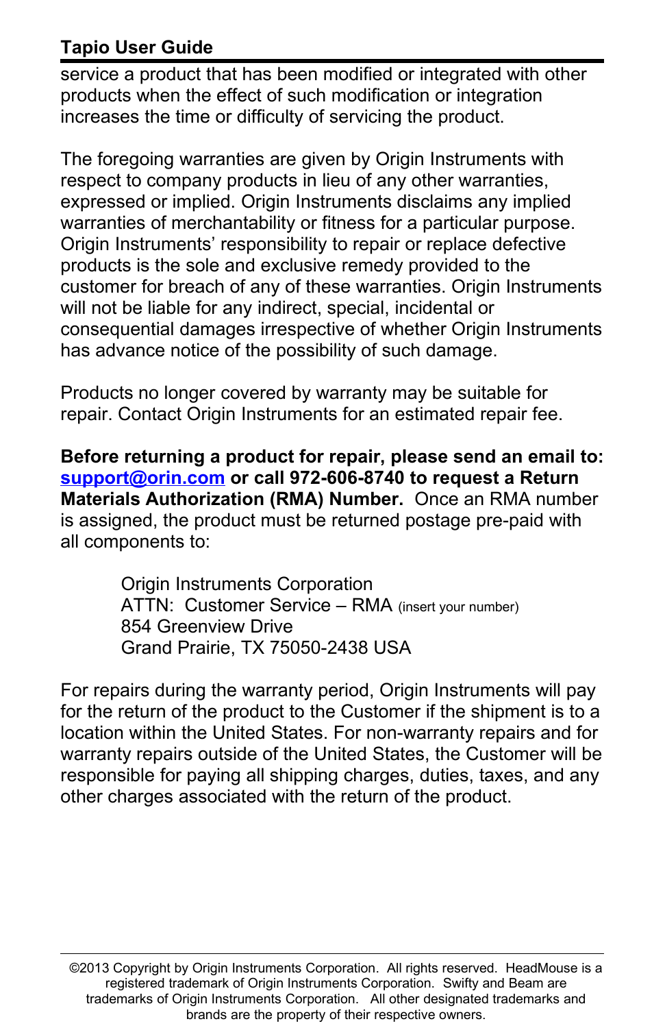service a product that has been modified or integrated with other products when the effect of such modification or integration increases the time or difficulty of servicing the product.

The foregoing warranties are given by Origin Instruments with respect to company products in lieu of any other warranties, expressed or implied. Origin Instruments disclaims any implied warranties of merchantability or fitness for a particular purpose. Origin Instruments' responsibility to repair or replace defective products is the sole and exclusive remedy provided to the customer for breach of any of these warranties. Origin Instruments will not be liable for any indirect, special, incidental or consequential damages irrespective of whether Origin Instruments has advance notice of the possibility of such damage.

Products no longer covered by warranty may be suitable for repair. Contact Origin Instruments for an estimated repair fee.

**Before returning a product for repair, please send an email to: support@orin.com or call 972-606-8740 to request a Return Materials Authorization (RMA) Number.** Once an RMA number is assigned, the product must be returned postage pre-paid with all components to:

> Origin Instruments Corporation
> ATTN: Customer Service – RMA (insert your number)
> 854 Greenview Drive
> Grand Prairie, TX 75050-2438 USA

For repairs during the warranty period, Origin Instruments will pay for the return of the product to the Customer if the shipment is to a location within the United States. For non-warranty repairs and for warranty repairs outside of the United States, the Customer will be responsible for paying all shipping charges, duties, taxes, and any other charges associated with the return of the product.

©2013 Copyright by Origin Instruments Corporation. All rights reserved. HeadMouse is a registered trademark of Origin Instruments Corporation. Swifty and Beam are trademarks of Origin Instruments Corporation. All other designated trademarks and brands are the property of their respective owners.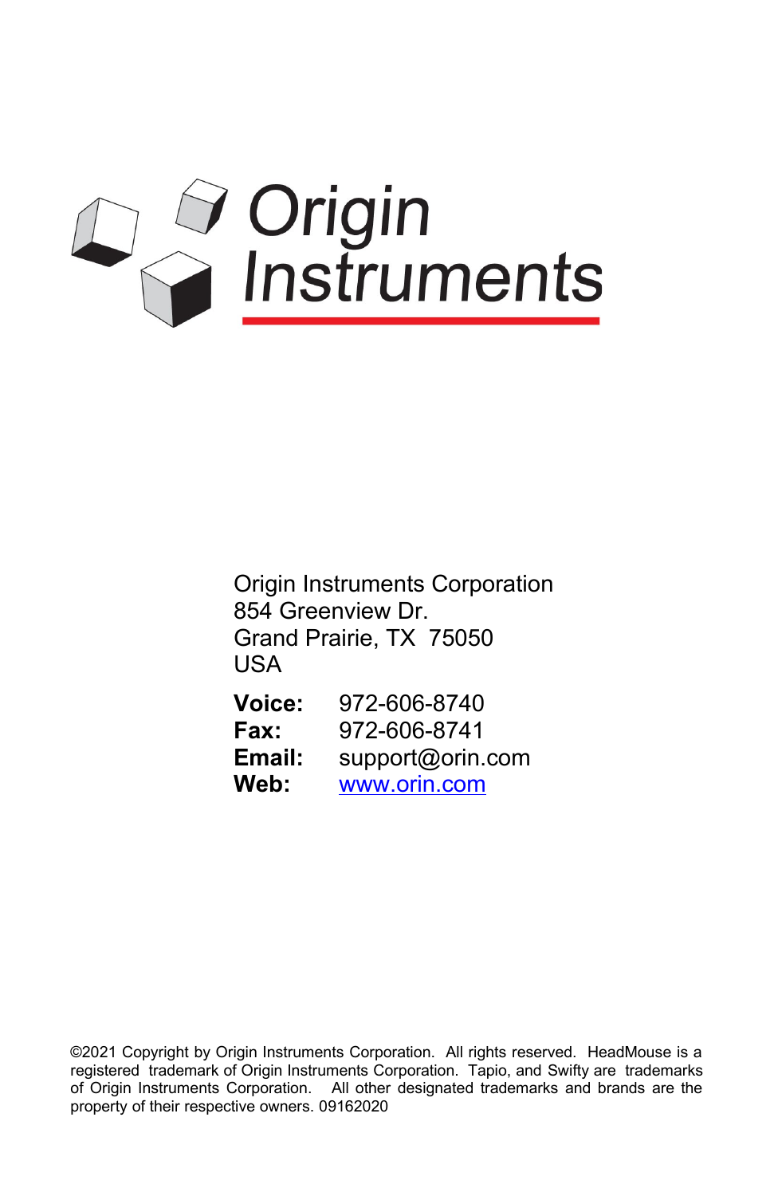Origin Instruments

Origin Instruments Corporation
854 Greenview Dr.
Grand Prairie, TX 75050
USA

**Voice:** 972-606-8740
**Fax:** 972-606-8741
**Email:** support@orin.com
**Web:** www.orin.com

©2021 Copyright by Origin Instruments Corporation. All rights reserved. HeadMouse is a registered trademark of Origin Instruments Corporation. Tapio, and Swifty are trademarks of Origin Instruments Corporation. All other designated trademarks and brands are the property of their respective owners. 09162020